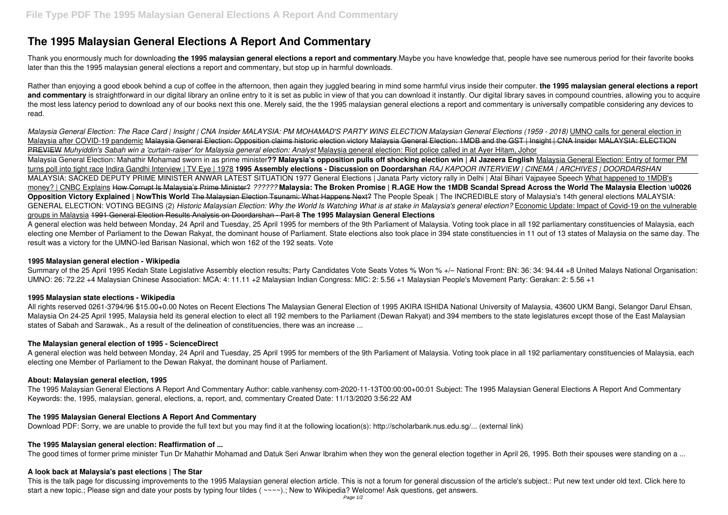# The 1995 Malaysian General Elections A Report And Commentary

Thank you enormously much for downloading **the 1995 malaysian general elections a report and commentary**.Maybe you have knowledge that, people have see numerous period for their favorite books later than this the 1995 malaysian general elections a report and commentary, but stop up in harmful downloads.

Rather than enjoying a good ebook behind a cup of coffee in the afternoon, then again they juggled bearing in mind some harmful virus inside their computer. **the 1995 malaysian general elections a report and commentary** is straightforward in our digital library an online entry to it is set as public in view of that you can download it instantly. Our digital library saves in compound countries, allowing you to acquire the most less latency period to download any of our books next this one. Merely said, the the 1995 malaysian general elections a report and commentary is universally compatible considering any devices to read.

*Malaysia General Election: The Race Card | Insight | CNA Insider MALAYSIA: PM MOHAMAD'S PARTY WINS ELECTION Malaysian General Elections (1959 - 2018)* UMNO calls for general election in Malaysia after COVID-19 pandemic ~~Malaysia General Election: Opposition claims historic election victory~~ ~~Malaysia General Election: 1MDB and the GST | Insight | CNA Insider~~ ~~MALAYSIA: ELECTION PREVIEW~~ *Muhyiddin's Sabah win a 'curtain-raiser' for Malaysia general election: Analyst* Malaysia general election: Riot police called in at Ayer Hitam, Johor

Malaysia General Election: Mahathir Mohamad sworn in as prime minister**?? Malaysia's opposition pulls off shocking election win | Al Jazeera English** Malaysia General Election: Entry of former PM turns poll into tight race Indira Gandhi Interview | TV Eye | 1978 **1995 Assembly elections - Discussion on Doordarshan** *RAJ KAPOOR INTERVIEW | CINEMA | ARCHIVES | DOORDARSHAN* MALAYSIA: SACKED DEPUTY PRIME MINISTER ANWAR LATEST SITUATION 1977 General Elections | Janata Party victory rally in Delhi | Atal Bihari Vajpayee Speech What happened to 1MDB's money? | CNBC Explains ~~How Corrupt Is Malaysia's Prime Minister?~~ *??????* **Malaysia: The Broken Promise | R.AGE How the 1MDB Scandal Spread Across the World The Malaysia Election \u0026 Opposition Victory Explained | NowThis World** ~~The Malaysian Election Tsunami: What Happens Next?~~ The People Speak | The INCREDIBLE story of Malaysia's 14th general elections MALAYSIA: GENERAL ELECTION: VOTING BEGINS (2) *Historic Malaysian Election: Why the World Is Watching What is at stake in Malaysia's general election?* Economic Update: Impact of Covid-19 on the vulnerable groups in Malaysia ~~1991 General Election Results Analysis on Doordarshan - Part 8~~ **The 1995 Malaysian General Elections**

A general election was held between Monday, 24 April and Tuesday, 25 April 1995 for members of the 9th Parliament of Malaysia. Voting took place in all 192 parliamentary constituencies of Malaysia, each electing one Member of Parliament to the Dewan Rakyat, the dominant house of Parliament. State elections also took place in 394 state constituencies in 11 out of 13 states of Malaysia on the same day. The result was a victory for the UMNO-led Barisan Nasional, which won 162 of the 192 seats. Vote

### 1995 Malaysian general election - Wikipedia

Summary of the 25 April 1995 Kedah State Legislative Assembly election results; Party Candidates Vote Seats Votes % Won % +/– National Front: BN: 36: 34: 94.44 +8 United Malays National Organisation: UMNO: 26: 72.22 +4 Malaysian Chinese Association: MCA: 4: 11.11 +2 Malaysian Indian Congress: MIC: 2: 5.56 +1 Malaysian People's Movement Party: Gerakan: 2: 5.56 +1

### 1995 Malaysian state elections - Wikipedia

All rights reserved 0261-3794/96 $15.00+0.00 Notes on Recent Elections The Malaysian General Election of 1995 AKIRA ISHIDA National University of Malaysia, 43600 UKM Bangi, Selangor Darul Ehsan, Malaysia On 24-25 April 1995, Malaysia held its general election to elect all 192 members to the Parliament (Dewan Rakyat) and 394 members to the state legislatures except those of the East Malaysian states of Sabah and Sarawak., As a result of the delineation of constituencies, there was an increase ...

### The Malaysian general election of 1995 - ScienceDirect

A general election was held between Monday, 24 April and Tuesday, 25 April 1995 for members of the 9th Parliament of Malaysia. Voting took place in all 192 parliamentary constituencies of Malaysia, each electing one Member of Parliament to the Dewan Rakyat, the dominant house of Parliament.

### About: Malaysian general election, 1995

The 1995 Malaysian General Elections A Report And Commentary Author: cable.vanhensy.com-2020-11-13T00:00:00+00:01 Subject: The 1995 Malaysian General Elections A Report And Commentary Keywords: the, 1995, malaysian, general, elections, a, report, and, commentary Created Date: 11/13/2020 3:56:22 AM

### The 1995 Malaysian General Elections A Report And Commentary

Download PDF: Sorry, we are unable to provide the full text but you may find it at the following location(s): http://scholarbank.nus.edu.sg/... (external link)

### The 1995 Malaysian general election: Reaffirmation of ...

The good times of former prime minister Tun Dr Mahathir Mohamad and Datuk Seri Anwar Ibrahim when they won the general election together in April 26, 1995. Both their spouses were standing on a ...

### A look back at Malaysia's past elections | The Star

This is the talk page for discussing improvements to the 1995 Malaysian general election article. This is not a forum for general discussion of the article's subject.: Put new text under old text. Click here to start a new topic.; Please sign and date your posts by typing four tildes ( ~~~~).; New to Wikipedia? Welcome! Ask questions, get answers.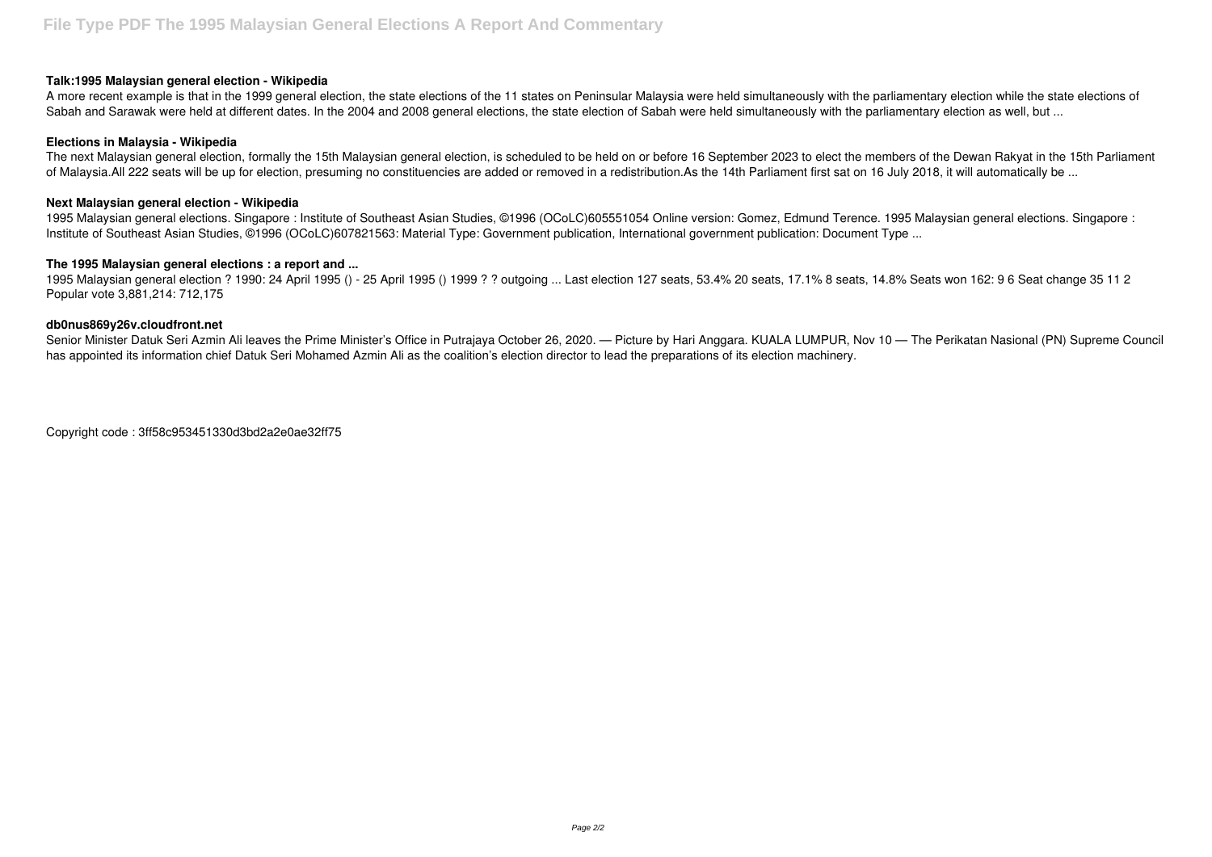### Talk:1995 Malaysian general election - Wikipedia

A more recent example is that in the 1999 general election, the state elections of the 11 states on Peninsular Malaysia were held simultaneously with the parliamentary election while the state elections of Sabah and Sarawak were held at different dates. In the 2004 and 2008 general elections, the state election of Sabah were held simultaneously with the parliamentary election as well, but ...

### Elections in Malaysia - Wikipedia

The next Malaysian general election, formally the 15th Malaysian general election, is scheduled to be held on or before 16 September 2023 to elect the members of the Dewan Rakyat in the 15th Parliament of Malaysia.All 222 seats will be up for election, presuming no constituencies are added or removed in a redistribution.As the 14th Parliament first sat on 16 July 2018, it will automatically be ...

### Next Malaysian general election - Wikipedia

1995 Malaysian general elections. Singapore : Institute of Southeast Asian Studies, ©1996 (OCoLC)605551054 Online version: Gomez, Edmund Terence. 1995 Malaysian general elections. Singapore : Institute of Southeast Asian Studies, ©1996 (OCoLC)607821563: Material Type: Government publication, International government publication: Document Type ...

### The 1995 Malaysian general elections : a report and ...

1995 Malaysian general election ? 1990: 24 April 1995 () - 25 April 1995 () 1999 ? ? outgoing ... Last election 127 seats, 53.4% 20 seats, 17.1% 8 seats, 14.8% Seats won 162: 9 6 Seat change 35 11 2 Popular vote 3,881,214: 712,175

### db0nus869y26v.cloudfront.net

Senior Minister Datuk Seri Azmin Ali leaves the Prime Minister's Office in Putrajaya October 26, 2020. — Picture by Hari Anggara. KUALA LUMPUR, Nov 10 — The Perikatan Nasional (PN) Supreme Council has appointed its information chief Datuk Seri Mohamed Azmin Ali as the coalition's election director to lead the preparations of its election machinery.

Copyright code : 3ff58c953451330d3bd2a2e0ae32ff75